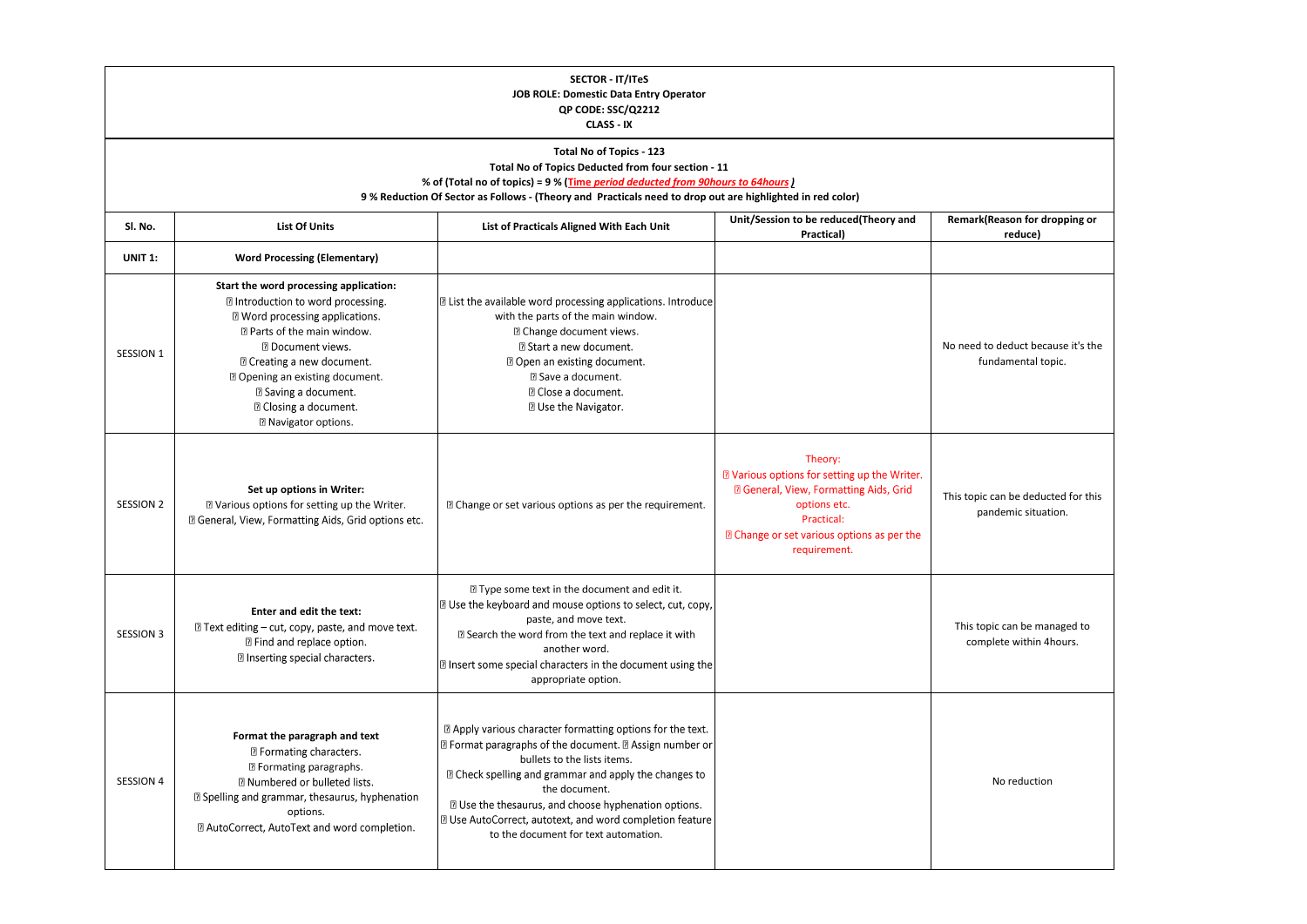**SECTOR - IT/ITeS**
**JOB ROLE: Domestic Data Entry Operator**
**QP CODE: SSC/Q2212**
**CLASS - IX**

**Total No of Topics - 123**
**Total No of Topics Deducted from four section - 11**
**% of (Total no of topics) = 9 % (Time *period deducted from 90hours to 64hours* )**
**9 % Reduction Of Sector as Follows - (Theory and Practicals need to drop out are highlighted in red color)**

| Sl. No. | List Of Units | List of Practicals Aligned With Each Unit | Unit/Session to be reduced(Theory and Practical) | Remark(Reason for dropping or reduce) |
|---|---|---|---|---|
| **UNIT 1:** | **Word Processing (Elementary)** | | | |
| SESSION 1 | **Start the word processing application:**<br>• Introduction to word processing.<br>• Word processing applications.<br>• Parts of the main window.<br>• Document views.<br>• Creating a new document.<br>• Opening an existing document.<br>• Saving a document.<br>• Closing a document.<br>• Navigator options. | • List the available word processing applications. Introduce with the parts of the main window.<br>• Change document views.<br>• Start a new document.<br>• Open an existing document.<br>• Save a document.<br>• Close a document.<br>• Use the Navigator. | | No need to deduct because it's the fundamental topic. |
| SESSION 2 | **Set up options in Writer:**<br>• Various options for setting up the Writer.<br>• General, View, Formatting Aids, Grid options etc. | • Change or set various options as per the requirement. | Theory:<br>• Various options for setting up the Writer.<br>• General, View, Formatting Aids, Grid options etc.<br>Practical:<br>• Change or set various options as per the requirement. | This topic can be deducted for this pandemic situation. |
| SESSION 3 | **Enter and edit the text:**<br>• Text editing – cut, copy, paste, and move text.<br>• Find and replace option.<br>• Inserting special characters. | • Type some text in the document and edit it.<br>• Use the keyboard and mouse options to select, cut, copy, paste, and move text.<br>• Search the word from the text and replace it with another word.<br>• Insert some special characters in the document using the appropriate option. | | This topic can be managed to complete within 4hours. |
| SESSION 4 | **Format the paragraph and text**<br>• Formating characters.<br>• Formating paragraphs.<br>• Numbered or bulleted lists.<br>• Spelling and grammar, thesaurus, hyphenation options.<br>• AutoCorrect, AutoText and word completion. | • Apply various character formatting options for the text.<br>• Format paragraphs of the document. • Assign number or bullets to the lists items.<br>• Check spelling and grammar and apply the changes to the document.<br>• Use the thesaurus, and choose hyphenation options.<br>• Use AutoCorrect, autotext, and word completion feature to the document for text automation. | | No reduction |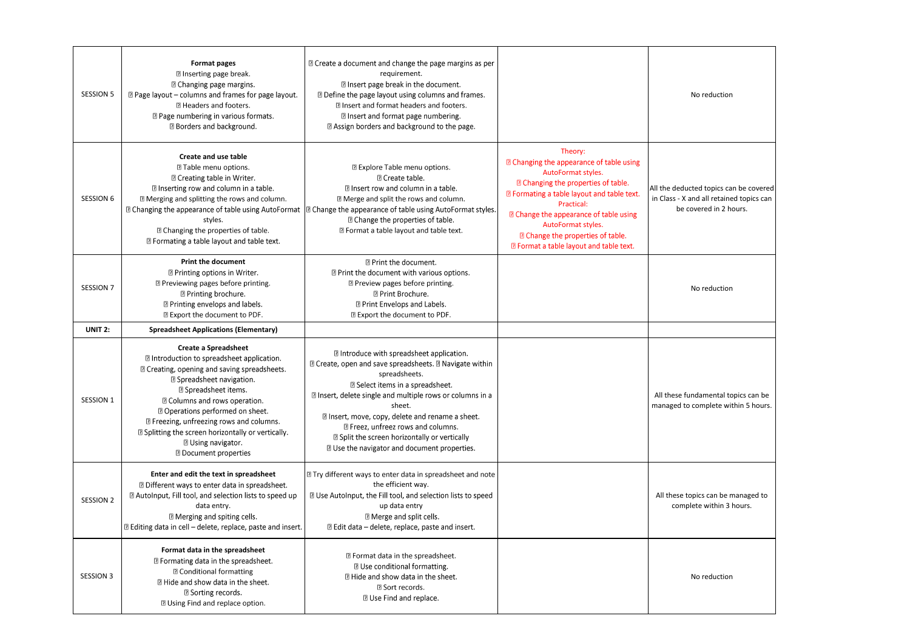| | | | | |
|---|---|---|---|---|
| SESSION 5 | **Format pages**<br>▯ Inserting page break.<br>▯ Changing page margins.<br>▯ Page layout – columns and frames for page layout.<br>▯ Headers and footers.<br>▯ Page numbering in various formats.<br>▯ Borders and background. | ▯ Create a document and change the page margins as per requirement.<br>▯ Insert page break in the document.<br>▯ Define the page layout using columns and frames.<br>▯ Insert and format headers and footers.<br>▯ Insert and format page numbering.<br>▯ Assign borders and background to the page. | | No reduction |
| SESSION 6 | **Create and use table**<br>▯ Table menu options.<br>▯ Creating table in Writer.<br>▯ Inserting row and column in a table.<br>▯ Merging and splitting the rows and column.<br>▯ Changing the appearance of table using AutoFormat styles.<br>▯ Changing the properties of table.<br>▯ Formating a table layout and table text. | ▯ Explore Table menu options.<br>▯ Create table.<br>▯ Insert row and column in a table.<br>▯ Merge and split the rows and column.<br>▯ Change the appearance of table using AutoFormat styles.<br>▯ Change the properties of table.<br>▯ Format a table layout and table text. | Theory:<br>▯ Changing the appearance of table using AutoFormat styles.<br>▯ Changing the properties of table.<br>▯ Formating a table layout and table text.<br>Practical:<br>▯ Change the appearance of table using AutoFormat styles.<br>▯ Change the properties of table.<br>▯ Format a table layout and table text. | All the deducted topics can be covered in Class - X and all retained topics can be covered in 2 hours. |
| SESSION 7 | **Print the document**<br>▯ Printing options in Writer.<br>▯ Previewing pages before printing.<br>▯ Printing brochure.<br>▯ Printing envelops and labels.<br>▯ Export the document to PDF. | ▯ Print the document.<br>▯ Print the document with various options.<br>▯ Preview pages before printing.<br>▯ Print Brochure.<br>▯ Print Envelops and Labels.<br>▯ Export the document to PDF. | | No reduction |
| **UNIT 2:** | **Spreadsheet Applications (Elementary)** | | | |
| SESSION 1 | **Create a Spreadsheet**<br>▯ Introduction to spreadsheet application.<br>▯ Creating, opening and saving spreadsheets.<br>▯ Spreadsheet navigation.<br>▯ Spreadsheet items.<br>▯ Columns and rows operation.<br>▯ Operations performed on sheet.<br>▯ Freezing, unfreezing rows and columns.<br>▯ Splitting the screen horizontally or vertically.<br>▯ Using navigator.<br>▯ Document properties | ▯ Introduce with spreadsheet application.<br>▯ Create, open and save spreadsheets. ▯ Navigate within spreadsheets.<br>▯ Select items in a spreadsheet.<br>▯ Insert, delete single and multiple rows or columns in a sheet.<br>▯ Insert, move, copy, delete and rename a sheet.<br>▯ Freez, unfreez rows and columns.<br>▯ Split the screen horizontally or vertically<br>▯ Use the navigator and document properties. | | All these fundamental topics can be managed to complete within 5 hours. |
| SESSION 2 | **Enter and edit the text in spreadsheet**<br>▯ Different ways to enter data in spreadsheet.<br>▯ AutoInput, Fill tool, and selection lists to speed up data entry.<br>▯ Merging and spiting cells.<br>▯ Editing data in cell – delete, replace, paste and insert. | ▯ Try different ways to enter data in spreadsheet and note the efficient way.<br>▯ Use AutoInput, the Fill tool, and selection lists to speed up data entry<br>▯ Merge and split cells.<br>▯ Edit data – delete, replace, paste and insert. | | All these topics can be managed to complete within 3 hours. |
| SESSION 3 | **Format data in the spreadsheet**<br>▯ Formating data in the spreadsheet.<br>▯ Conditional formatting<br>▯ Hide and show data in the sheet.<br>▯ Sorting records.<br>▯ Using Find and replace option. | ▯ Format data in the spreadsheet.<br>▯ Use conditional formatting.<br>▯ Hide and show data in the sheet.<br>▯ Sort records.<br>▯ Use Find and replace. | | No reduction |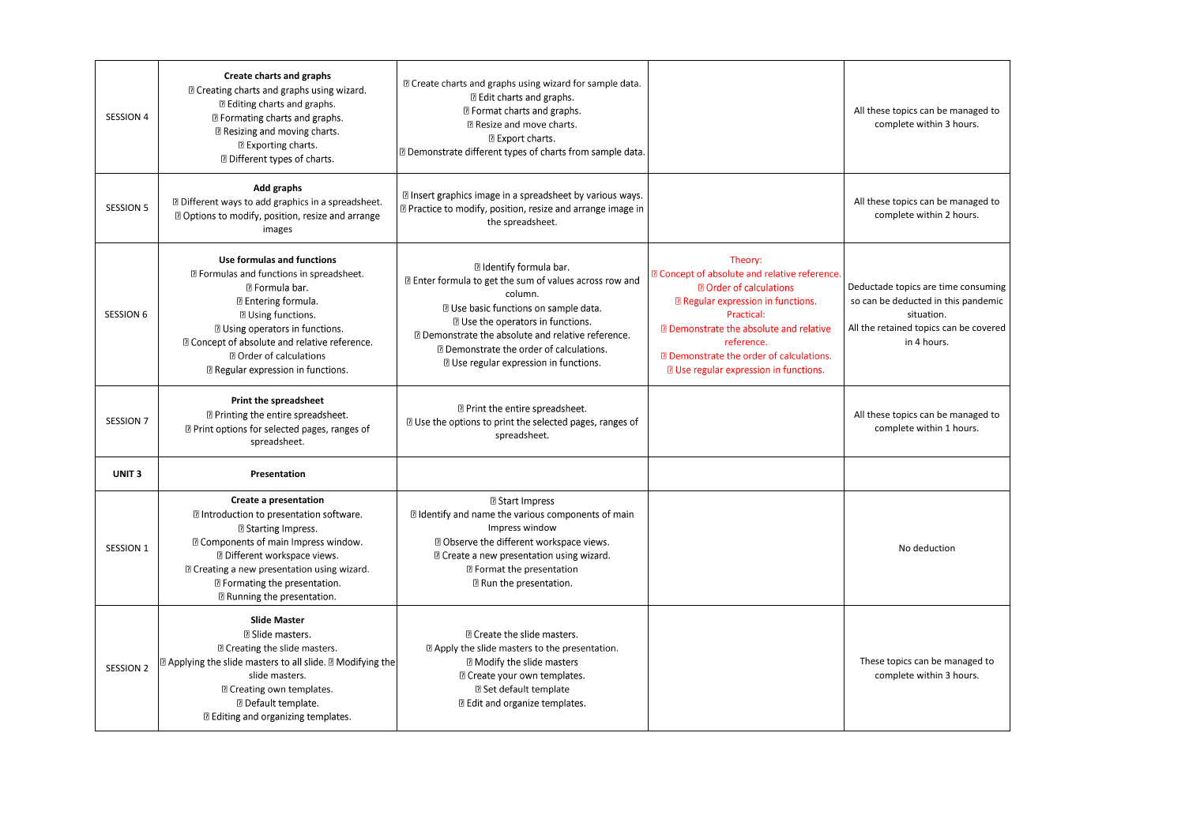| | | | | |
|---|---|---|---|---|
| SESSION 4 | **Create charts and graphs**<br>▯ Creating charts and graphs using wizard.<br>▯ Editing charts and graphs.<br>▯ Formating charts and graphs.<br>▯ Resizing and moving charts.<br>▯ Exporting charts.<br>▯ Different types of charts. | ▯ Create charts and graphs using wizard for sample data.<br>▯ Edit charts and graphs.<br>▯ Format charts and graphs.<br>▯ Resize and move charts.<br>▯ Export charts.<br>▯ Demonstrate different types of charts from sample data. | | All these topics can be managed to complete within 3 hours. |
| SESSION 5 | **Add graphs**<br>▯ Different ways to add graphics in a spreadsheet.<br>▯ Options to modify, position, resize and arrange images | ▯ Insert graphics image in a spreadsheet by various ways.<br>▯ Practice to modify, position, resize and arrange image in the spreadsheet. | | All these topics can be managed to complete within 2 hours. |
| SESSION 6 | **Use formulas and functions**<br>▯ Formulas and functions in spreadsheet.<br>▯ Formula bar.<br>▯ Entering formula.<br>▯ Using functions.<br>▯ Using operators in functions.<br>▯ Concept of absolute and relative reference.<br>▯ Order of calculations<br>▯ Regular expression in functions. | ▯ Identify formula bar.<br>▯ Enter formula to get the sum of values across row and column.<br>▯ Use basic functions on sample data.<br>▯ Use the operators in functions.<br>▯ Demonstrate the absolute and relative reference.<br>▯ Demonstrate the order of calculations.<br>▯ Use regular expression in functions. | Theory:<br>▯ Concept of absolute and relative reference.<br>▯ Order of calculations<br>▯ Regular expression in functions.<br>Practical:<br>▯ Demonstrate the absolute and relative reference.<br>▯ Demonstrate the order of calculations.<br>▯ Use regular expression in functions. | Deductade topics are time consuming so can be deducted in this pandemic situation.<br>All the retained topics can be covered in 4 hours. |
| SESSION 7 | **Print the spreadsheet**<br>▯ Printing the entire spreadsheet.<br>▯ Print options for selected pages, ranges of spreadsheet. | ▯ Print the entire spreadsheet.<br>▯ Use the options to print the selected pages, ranges of spreadsheet. | | All these topics can be managed to complete within 1 hours. |
| **UNIT 3** | **Presentation** | | | |
| SESSION 1 | **Create a presentation**<br>▯ Introduction to presentation software.<br>▯ Starting Impress.<br>▯ Components of main Impress window.<br>▯ Different workspace views.<br>▯ Creating a new presentation using wizard.<br>▯ Formating the presentation.<br>▯ Running the presentation. | ▯ Start Impress<br>▯ Identify and name the various components of main Impress window<br>▯ Observe the different workspace views.<br>▯ Create a new presentation using wizard.<br>▯ Format the presentation<br>▯ Run the presentation. | | No deduction |
| SESSION 2 | **Slide Master**<br>▯ Slide masters.<br>▯ Creating the slide masters.<br>▯ Applying the slide masters to all slide. ▯ Modifying the slide masters.<br>▯ Creating own templates.<br>▯ Default template.<br>▯ Editing and organizing templates. | ▯ Create the slide masters.<br>▯ Apply the slide masters to the presentation.<br>▯ Modify the slide masters<br>▯ Create your own templates.<br>▯ Set default template<br>▯ Edit and organize templates. | | These topics can be managed to complete within 3 hours. |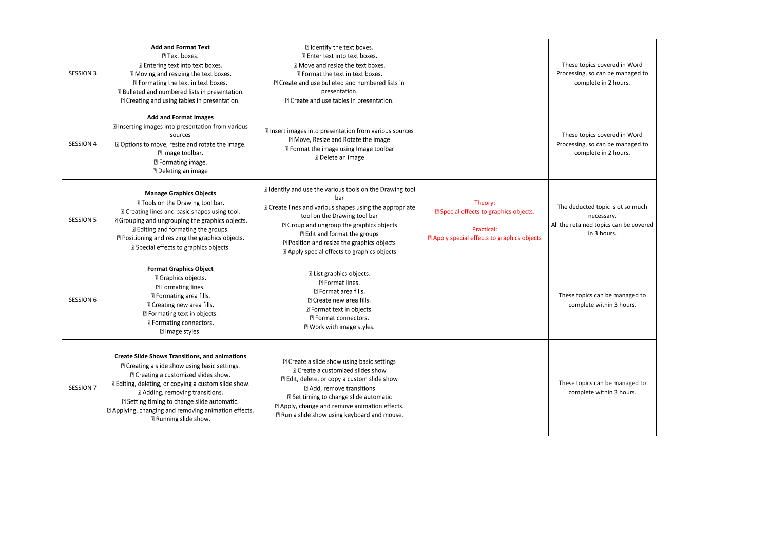| | | | | |
|---|---|---|---|---|
| SESSION 3 | **Add and Format Text**<br>▯ Text boxes.<br>▯ Entering text into text boxes.<br>▯ Moving and resizing the text boxes.<br>▯ Formatting the text in text boxes.<br>▯ Bulleted and numbered lists in presentation.<br>▯ Creating and using tables in presentation. | ▯ Identify the text boxes.<br>▯ Enter text into text boxes.<br>▯ Move and resize the text boxes.<br>▯ Format the text in text boxes.<br>▯ Create and use bulleted and numbered lists in presentation.<br>▯ Create and use tables in presentation. | | These topics covered in Word Processing, so can be managed to complete in 2 hours. |
| SESSION 4 | **Add and Format Images**<br>▯ Inserting images into presentation from various sources<br>▯ Options to move, resize and rotate the image.<br>▯ Image toolbar.<br>▯ Formating image.<br>▯ Deleting an image | ▯ Insert images into presentation from various sources<br>▯ Move, Resize and Rotate the image<br>▯ Format the image using Image toolbar<br>▯ Delete an image | | These topics covered in Word Processing, so can be managed to complete in 2 hours. |
| SESSION 5 | **Manage Graphics Objects**<br>▯ Tools on the Drawing tool bar.<br>▯ Creating lines and basic shapes using tool.<br>▯ Grouping and ungrouping the graphics objects.<br>▯ Editing and formating the groups.<br>▯ Positioning and resizing the graphics objects.<br>▯ Special effects to graphics objects. | ▯ Identify and use the various tools on the Drawing tool bar<br>▯ Create lines and various shapes using the appropriate tool on the Drawing tool bar<br>▯ Group and ungroup the graphics objects<br>▯ Edit and format the groups<br>▯ Position and resize the graphics objects<br>▯ Apply special effects to graphics objects | Theory:<br>▯ Special effects to graphics objects.<br><br>Practical:<br>▯ Apply special effects to graphics objects | The deducted topic is ot so much necessary.<br>All the retained topics can be covered in 3 hours. |
| SESSION 6 | **Format Graphics Object**<br>▯ Graphics objects.<br>▯ Formating lines.<br>▯ Formating area fills.<br>▯ Creating new area fills.<br>▯ Formating text in objects.<br>▯ Formating connectors.<br>▯ Image styles. | ▯ List graphics objects.<br>▯ Format lines.<br>▯ Format area fills.<br>▯ Create new area fills.<br>▯ Format text in objects.<br>▯ Format connectors.<br>▯ Work with image styles. | | These topics can be managed to complete within 3 hours. |
| SESSION 7 | **Create Slide Shows Transitions, and animations**<br>▯ Creating a slide show using basic settings.<br>▯ Creating a customized slides show.<br>▯ Editing, deleting, or copying a custom slide show.<br>▯ Adding, removing transitions.<br>▯ Setting timing to change slide automatic.<br>▯ Applying, changing and removing animation effects.<br>▯ Running slide show. | ▯ Create a slide show using basic settings<br>▯ Create a customized slides show<br>▯ Edit, delete, or copy a custom slide show<br>▯ Add, remove transitions<br>▯ Set timing to change slide automatic<br>▯ Apply, change and remove animation effects.<br>▯ Run a slide show using keyboard and mouse. | | These topics can be managed to complete within 3 hours. |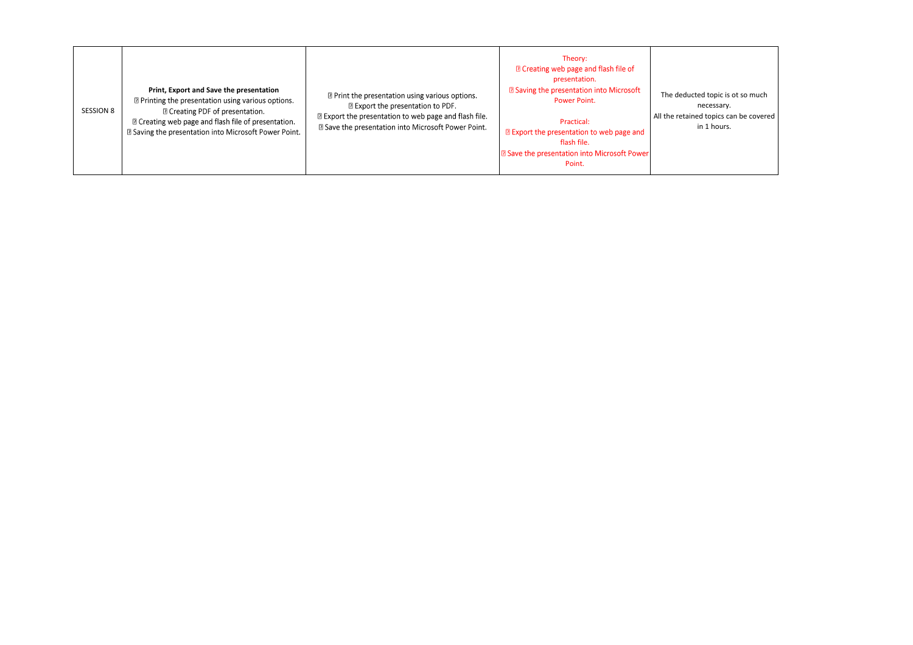| | | | | |
|---|---|---|---|---|
| SESSION 8 | **Print, Export and Save the presentation**<br>� Printing the presentation using various options.<br>� Creating PDF of presentation.<br>� Creating web page and flash file of presentation.<br>� Saving the presentation into Microsoft Power Point. | � Print the presentation using various options.<br>� Export the presentation to PDF.<br>� Export the presentation to web page and flash file.<br>� Save the presentation into Microsoft Power Point. | Theory:<br>� Creating web page and flash file of presentation.<br>� Saving the presentation into Microsoft Power Point.<br><br>Practical:<br>� Export the presentation to web page and flash file.<br>� Save the presentation into Microsoft Power Point. | The deducted topic is ot so much necessary.<br>All the retained topics can be covered in 1 hours. |